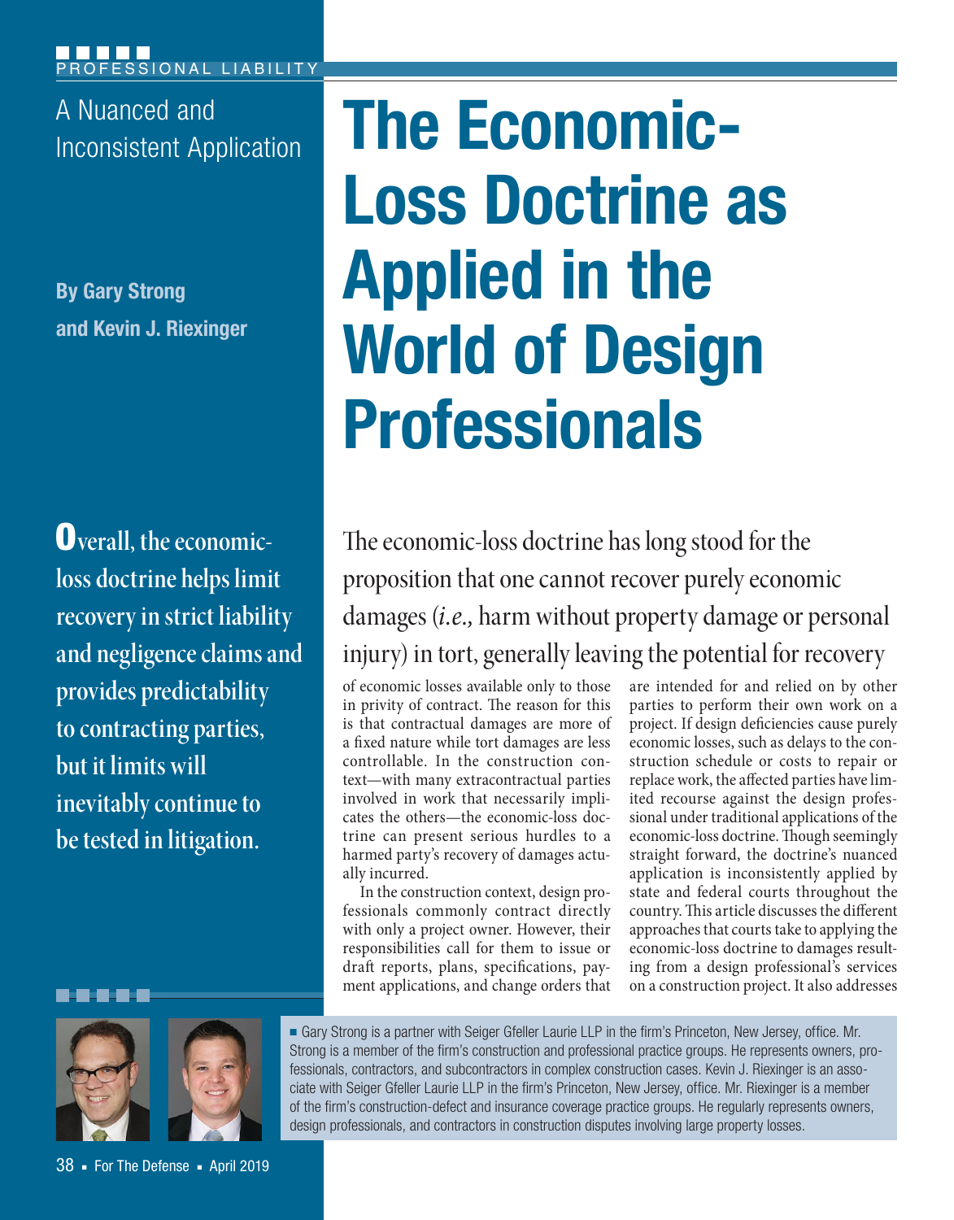PROFESSIONAL LIABILITY

A Nuanced and Inconsistent Application

# The Economic-Loss Doctrine as Applied in the World of Design Professionals

**By Gary Strong and Kevin J. Riexinger**

**Overall, the economic-loss doctrine helps limit recovery in strict liability and negligence claims and provides predictability to contracting parties, but it limits will inevitably continue to be tested in litigation.**

The economic-loss doctrine has long stood for the proposition that one cannot recover purely economic damages (*i.e.,* harm without property damage or personal injury) in tort, generally leaving the potential for recovery of economic losses available only to those in privity of contract. The reason for this is that contractual damages are more of a fixed nature while tort damages are less controllable. In the construction context—with many extracontractual parties involved in work that necessarily implicates the others—the economic-loss doctrine can present serious hurdles to a harmed party's recovery of damages actually incurred.

In the construction context, design professionals commonly contract directly with only a project owner. However, their responsibilities call for them to issue or draft reports, plans, specifications, payment applications, and change orders that are intended for and relied on by other parties to perform their own work on a project. If design deficiencies cause purely economic losses, such as delays to the construction schedule or costs to repair or replace work, the affected parties have limited recourse against the design professional under traditional applications of the economic-loss doctrine. Though seemingly straight forward, the doctrine's nuanced application is inconsistently applied by state and federal courts throughout the country. This article discusses the different approaches that courts take to applying the economic-loss doctrine to damages resulting from a design professional's services on a construction project. It also addresses

■ Gary Strong is a partner with Seiger Gfeller Laurie LLP in the firm's Princeton, New Jersey, office. Mr. Strong is a member of the firm's construction and professional practice groups. He represents owners, professionals, contractors, and subcontractors in complex construction cases. Kevin J. Riexinger is an associate with Seiger Gfeller Laurie LLP in the firm's Princeton, New Jersey, office. Mr. Riexinger is a member of the firm's construction-defect and insurance coverage practice groups. He regularly represents owners, design professionals, and contractors in construction disputes involving large property losses.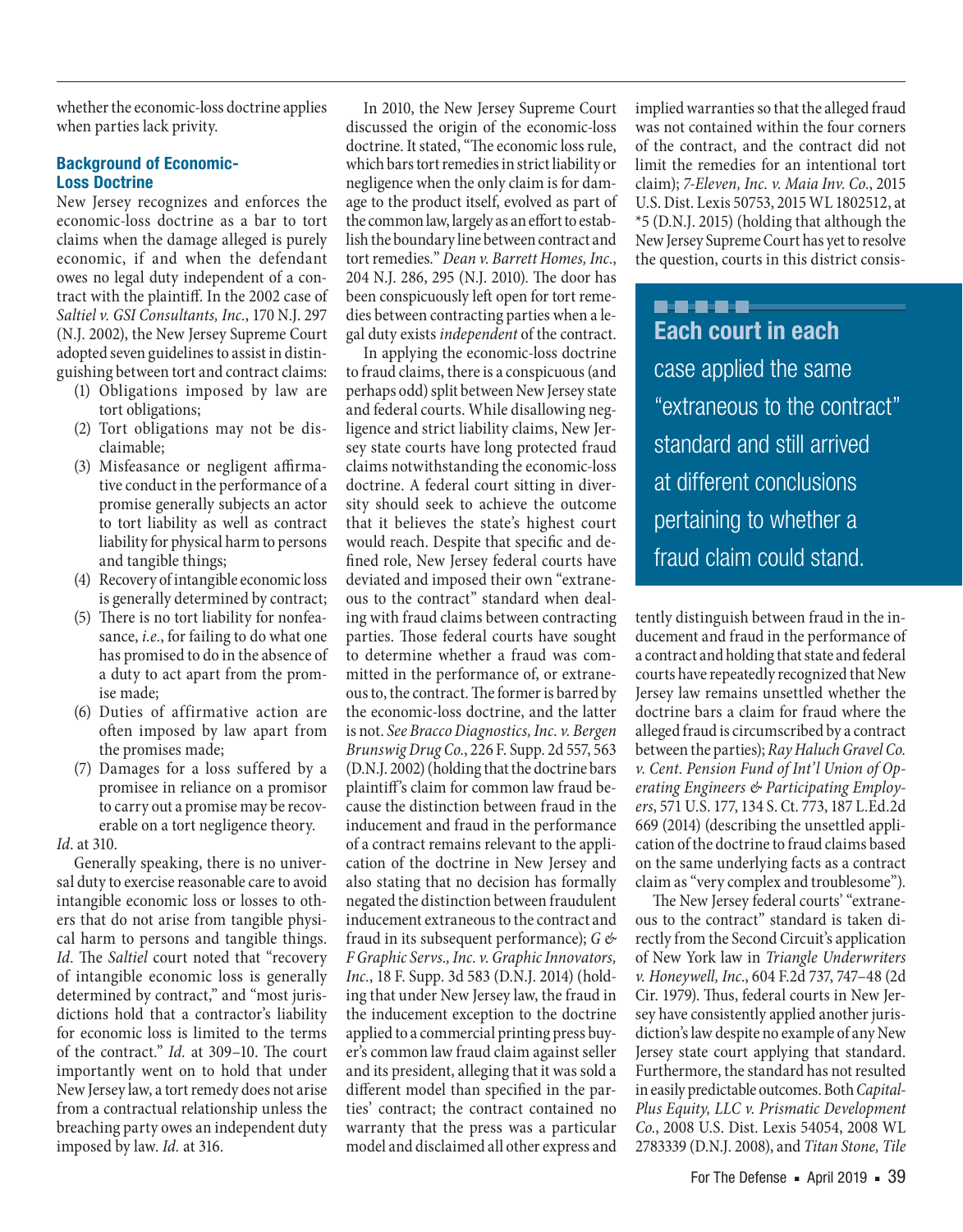whether the economic-loss doctrine applies when parties lack privity.

### Background of Economic-Loss Doctrine

New Jersey recognizes and enforces the economic-loss doctrine as a bar to tort claims when the damage alleged is purely economic, if and when the defendant owes no legal duty independent of a contract with the plaintiff. In the 2002 case of *Saltiel v. GSI Consultants, Inc*., 170 N.J. 297 (N.J. 2002), the New Jersey Supreme Court adopted seven guidelines to assist in distinguishing between tort and contract claims:

1. Obligations imposed by law are tort obligations;
2. Tort obligations may not be disclaimable;
3. Misfeasance or negligent affirmative conduct in the performance of a promise generally subjects an actor to tort liability as well as contract liability for physical harm to persons and tangible things;
4. Recovery of intangible economic loss is generally determined by contract;
5. There is no tort liability for nonfeasance, *i.e.*, for failing to do what one has promised to do in the absence of a duty to act apart from the promise made;
6. Duties of affirmative action are often imposed by law apart from the promises made;
7. Damages for a loss suffered by a promisee in reliance on a promisor to carry out a promise may be recoverable on a tort negligence theory.

*Id.* at 310.

Generally speaking, there is no universal duty to exercise reasonable care to avoid intangible economic loss or losses to others that do not arise from tangible physical harm to persons and tangible things. *Id*. The *Saltiel* court noted that "recovery of intangible economic loss is generally determined by contract," and "most jurisdictions hold that a contractor's liability for economic loss is limited to the terms of the contract." *Id.* at 309–10. The court importantly went on to hold that under New Jersey law, a tort remedy does not arise from a contractual relationship unless the breaching party owes an independent duty imposed by law. *Id.* at 316.

In 2010, the New Jersey Supreme Court discussed the origin of the economic-loss doctrine. It stated, "The economic loss rule, which bars tort remedies in strict liability or negligence when the only claim is for damage to the product itself, evolved as part of the common law, largely as an effort to establish the boundary line between contract and tort remedies." *Dean v. Barrett Homes, Inc*., 204 N.J. 286, 295 (N.J. 2010). The door has been conspicuously left open for tort remedies between contracting parties when a legal duty exists *independent* of the contract.

In applying the economic-loss doctrine to fraud claims, there is a conspicuous (and perhaps odd) split between New Jersey state and federal courts. While disallowing negligence and strict liability claims, New Jersey state courts have long protected fraud claims notwithstanding the economic-loss doctrine. A federal court sitting in diversity should seek to achieve the outcome that it believes the state's highest court would reach. Despite that specific and defined role, New Jersey federal courts have deviated and imposed their own "extraneous to the contract" standard when dealing with fraud claims between contracting parties. Those federal courts have sought to determine whether a fraud was committed in the performance of, or extraneous to, the contract. The former is barred by the economic-loss doctrine, and the latter is not. *See Bracco Diagnostics, Inc. v. Bergen Brunswig Drug Co*., 226 F. Supp. 2d 557, 563 (D.N.J. 2002) (holding that the doctrine bars plaintiff's claim for common law fraud because the distinction between fraud in the inducement and fraud in the performance of a contract remains relevant to the application of the doctrine in New Jersey and also stating that no decision has formally negated the distinction between fraudulent inducement extraneous to the contract and fraud in its subsequent performance); *G & F Graphic Servs., Inc. v. Graphic Innovators, Inc*., 18 F. Supp. 3d 583 (D.N.J. 2014) (holding that under New Jersey law, the fraud in the inducement exception to the doctrine applied to a commercial printing press buyer's common law fraud claim against seller and its president, alleging that it was sold a different model than specified in the parties' contract; the contract contained no warranty that the press was a particular model and disclaimed all other express and implied warranties so that the alleged fraud was not contained within the four corners of the contract, and the contract did not limit the remedies for an intentional tort claim); *7-Eleven, Inc. v. Maia Inv. Co*., 2015 U.S. Dist. Lexis 50753, 2015 WL 1802512, at *5 (D.N.J. 2015) (holding that although the New Jersey Supreme Court has yet to resolve the question, courts in this district consistently distinguish between fraud in the inducement and fraud in the performance of a contract and holding that state and federal courts have repeatedly recognized that New Jersey law remains unsettled whether the doctrine bars a claim for fraud where the alleged fraud is circumscribed by a contract between the parties); *Ray Haluch Gravel Co. v. Cent. Pension Fund of Int'l Union of Operating Engineers & Participating Employers*, 571 U.S. 177, 134 S. Ct. 773, 187 L.Ed.2d 669 (2014) (describing the unsettled application of the doctrine to fraud claims based on the same underlying facts as a contract claim as "very complex and troublesome").

> **Each court in each case applied the same "extraneous to the contract" standard and still arrived at different conclusions pertaining to whether a fraud claim could stand.**

The New Jersey federal courts' "extraneous to the contract" standard is taken directly from the Second Circuit's application of New York law in *Triangle Underwriters v. Honeywell, Inc*., 604 F.2d 737, 747–48 (2d Cir. 1979). Thus, federal courts in New Jersey have consistently applied another jurisdiction's law despite no example of any New Jersey state court applying that standard. Furthermore, the standard has not resulted in easily predictable outcomes. Both *Capital-Plus Equity, LLC v. Prismatic Development Co.*, 2008 U.S. Dist. Lexis 54054, 2008 WL 2783339 (D.N.J. 2008), and *Titan Stone, Tile*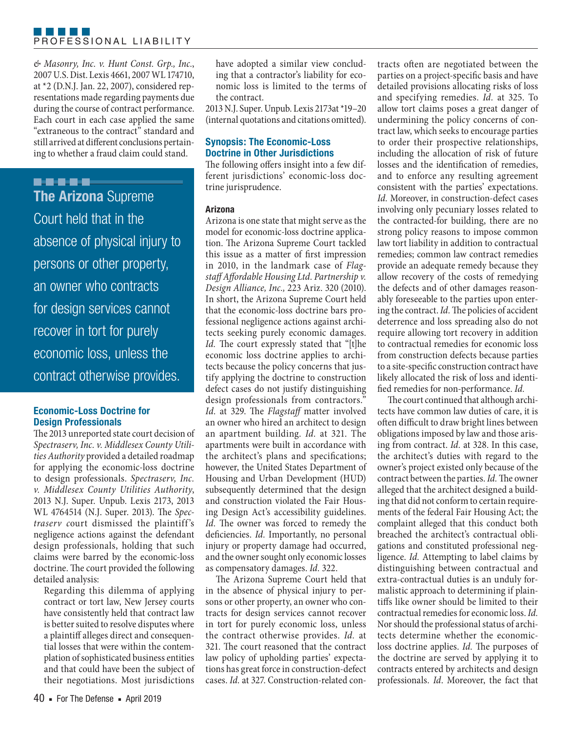*& Masonry, Inc. v. Hunt Const. Grp., Inc.*, 2007 U.S. Dist. Lexis 4661, 2007 WL 174710, at *2 (D.N.J. Jan. 22, 2007), considered representations made regarding payments due during the course of contract performance. Each court in each case applied the same "extraneous to the contract" standard and still arrived at different conclusions pertaining to whether a fraud claim could stand.

> **The Arizona** Supreme Court held that in the absence of physical injury to persons or other property, an owner who contracts for design services cannot recover in tort for purely economic loss, unless the contract otherwise provides.

### Economic-Loss Doctrine for Design Professionals

The 2013 unreported state court decision of *Spectraserv, Inc. v. Middlesex County Utilities Authority* provided a detailed roadmap for applying the economic-loss doctrine to design professionals. *Spectraserv, Inc. v. Middlesex County Utilities Authority*, 2013 N.J. Super. Unpub. Lexis 2173, 2013 WL 4764514 (N.J. Super. 2013). The *Spectraserv* court dismissed the plaintiff's negligence actions against the defendant design professionals, holding that such claims were barred by the economic-loss doctrine. The court provided the following detailed analysis:

> Regarding this dilemma of applying contract or tort law, New Jersey courts have consistently held that contract law is better suited to resolve disputes where a plaintiff alleges direct and consequential losses that were within the contemplation of sophisticated business entities and that could have been the subject of their negotiations. Most jurisdictions have adopted a similar view concluding that a contractor's liability for economic loss is limited to the terms of the contract.

2013 N.J. Super. Unpub. Lexis 2173at *19–20 (internal quotations and citations omitted).

### Synopsis: The Economic-Loss Doctrine in Other Jurisdictions

The following offers insight into a few different jurisdictions' economic-loss doctrine jurisprudence.

#### Arizona

Arizona is one state that might serve as the model for economic-loss doctrine application. The Arizona Supreme Court tackled this issue as a matter of first impression in 2010, in the landmark case of *Flagstaff Affordable Housing Ltd. Partnership v. Design Alliance, Inc.,* 223 Ariz. 320 (2010). In short, the Arizona Supreme Court held that the economic-loss doctrine bars professional negligence actions against architects seeking purely economic damages. *Id.* The court expressly stated that "[t]he economic loss doctrine applies to architects because the policy concerns that justify applying the doctrine to construction defect cases do not justify distinguishing design professionals from contractors." *Id.* at 329. The *Flagstaff* matter involved an owner who hired an architect to design an apartment building. *Id.* at 321. The apartments were built in accordance with the architect's plans and specifications; however, the United States Department of Housing and Urban Development (HUD) subsequently determined that the design and construction violated the Fair Housing Design Act's accessibility guidelines. *Id.* The owner was forced to remedy the deficiencies. *Id.* Importantly, no personal injury or property damage had occurred, and the owner sought only economic losses as compensatory damages. *Id.* 322.

The Arizona Supreme Court held that in the absence of physical injury to persons or other property, an owner who contracts for design services cannot recover in tort for purely economic loss, unless the contract otherwise provides. *Id.* at 321. The court reasoned that the contract law policy of upholding parties' expectations has great force in construction-defect cases. *Id.* at 327. Construction-related contracts often are negotiated between the parties on a project-specific basis and have detailed provisions allocating risks of loss and specifying remedies. *Id.* at 325. To allow tort claims poses a great danger of undermining the policy concerns of contract law, which seeks to encourage parties to order their prospective relationships, including the allocation of risk of future losses and the identification of remedies, and to enforce any resulting agreement consistent with the parties' expectations. *Id.* Moreover, in construction-defect cases involving only pecuniary losses related to the contracted-for building, there are no strong policy reasons to impose common law tort liability in addition to contractual remedies; common law contract remedies provide an adequate remedy because they allow recovery of the costs of remedying the defects and of other damages reasonably foreseeable to the parties upon entering the contract. *Id.* The policies of accident deterrence and loss spreading also do not require allowing tort recovery in addition to contractual remedies for economic loss from construction defects because parties to a site-specific construction contract have likely allocated the risk of loss and identified remedies for non-performance. *Id.*

The court continued that although architects have common law duties of care, it is often difficult to draw bright lines between obligations imposed by law and those arising from contract. *Id.* at 328. In this case, the architect's duties with regard to the owner's project existed only because of the contract between the parties. *Id.* The owner alleged that the architect designed a building that did not conform to certain requirements of the federal Fair Housing Act; the complaint alleged that this conduct both breached the architect's contractual obligations and constituted professional negligence. *Id.* Attempting to label claims by distinguishing between contractual and extra-contractual duties is an unduly formalistic approach to determining if plaintiffs like owner should be limited to their contractual remedies for economic loss. *Id.* Nor should the professional status of architects determine whether the economic-loss doctrine applies. *Id.* The purposes of the doctrine are served by applying it to contracts entered by architects and design professionals. *Id*. Moreover, the fact that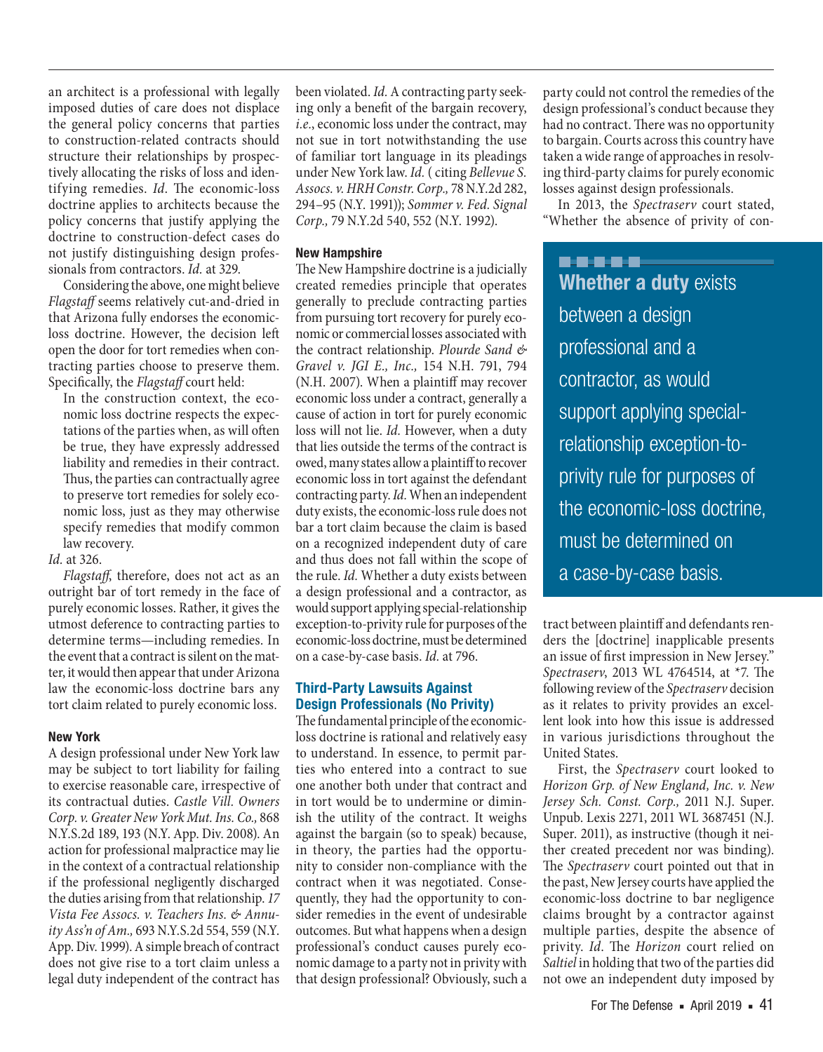an architect is a professional with legally imposed duties of care does not displace the general policy concerns that parties to construction-related contracts should structure their relationships by prospectively allocating the risks of loss and identifying remedies. *Id*. The economic-loss doctrine applies to architects because the policy concerns that justify applying the doctrine to construction-defect cases do not justify distinguishing design professionals from contractors. *Id.* at 329.

Considering the above, one might believe *Flagstaff* seems relatively cut-and-dried in that Arizona fully endorses the economic-loss doctrine. However, the decision left open the door for tort remedies when contracting parties choose to preserve them. Specifically, the *Flagstaff* court held:

> In the construction context, the economic loss doctrine respects the expectations of the parties when, as will often be true, they have expressly addressed liability and remedies in their contract. Thus, the parties can contractually agree to preserve tort remedies for solely economic loss, just as they may otherwise specify remedies that modify common law recovery.

*Id.* at 326.

*Flagstaff,* therefore, does not act as an outright bar of tort remedy in the face of purely economic losses. Rather, it gives the utmost deference to contracting parties to determine terms—including remedies. In the event that a contract is silent on the matter, it would then appear that under Arizona law the economic-loss doctrine bars any tort claim related to purely economic loss.

#### New York

A design professional under New York law may be subject to tort liability for failing to exercise reasonable care, irrespective of its contractual duties. *Castle Vill. Owners Corp. v. Greater New York Mut. Ins. Co.,* 868 N.Y.S.2d 189, 193 (N.Y. App. Div. 2008). An action for professional malpractice may lie in the context of a contractual relationship if the professional negligently discharged the duties arising from that relationship. *17 Vista Fee Assocs. v. Teachers Ins. & Annuity Ass'n of Am.,* 693 N.Y.S.2d 554, 559 (N.Y. App. Div. 1999). A simple breach of contract does not give rise to a tort claim unless a legal duty independent of the contract has been violated. *Id.* A contracting party seeking only a benefit of the bargain recovery, *i.e*., economic loss under the contract, may not sue in tort notwithstanding the use of familiar tort language in its pleadings under New York law. *Id.* ( citing *Bellevue S. Assocs. v. HRH Constr. Corp.,* 78 N.Y.2d 282, 294–95 (N.Y. 1991)); *Sommer v. Fed. Signal Corp.,* 79 N.Y.2d 540, 552 (N.Y. 1992).

#### New Hampshire

The New Hampshire doctrine is a judicially created remedies principle that operates generally to preclude contracting parties from pursuing tort recovery for purely economic or commercial losses associated with the contract relationship. *Plourde Sand & Gravel v. JGI E., Inc.,* 154 N.H. 791, 794 (N.H. 2007). When a plaintiff may recover economic loss under a contract, generally a cause of action in tort for purely economic loss will not lie. *Id.* However, when a duty that lies outside the terms of the contract is owed, many states allow a plaintiff to recover economic loss in tort against the defendant contracting party. *Id.* When an independent duty exists, the economic-loss rule does not bar a tort claim because the claim is based on a recognized independent duty of care and thus does not fall within the scope of the rule. *Id.* Whether a duty exists between a design professional and a contractor, as would support applying special-relationship exception-to-privity rule for purposes of the economic-loss doctrine, must be determined on a case-by-case basis. *Id.* at 796.

### Third-Party Lawsuits Against Design Professionals (No Privity)

The fundamental principle of the economic-loss doctrine is rational and relatively easy to understand. In essence, to permit parties who entered into a contract to sue one another both under that contract and in tort would be to undermine or diminish the utility of the contract. It weighs against the bargain (so to speak) because, in theory, the parties had the opportunity to consider non-compliance with the contract when it was negotiated. Consequently, they had the opportunity to consider remedies in the event of undesirable outcomes. But what happens when a design professional's conduct causes purely economic damage to a party not in privity with that design professional? Obviously, such a party could not control the remedies of the design professional's conduct because they had no contract. There was no opportunity to bargain. Courts across this country have taken a wide range of approaches in resolving third-party claims for purely economic losses against design professionals.

In 2013, the *Spectraserv* court stated, "Whether the absence of privity of contract between plaintiff and defendants renders the [doctrine] inapplicable presents an issue of first impression in New Jersey." *Spectraserv*, 2013 WL 4764514, at \*7. The following review of the *Spectraserv* decision as it relates to privity provides an excellent look into how this issue is addressed in various jurisdictions throughout the United States.

> **Whether a duty** exists between a design professional and a contractor, as would support applying special-relationship exception-to-privity rule for purposes of the economic-loss doctrine, must be determined on a case-by-case basis.

First, the *Spectraserv* court looked to *Horizon Grp. of New England, Inc. v. New Jersey Sch. Const. Corp.,* 2011 N.J. Super. Unpub. Lexis 2271, 2011 WL 3687451 (N.J. Super. 2011), as instructive (though it neither created precedent nor was binding). The *Spectraserv* court pointed out that in the past, New Jersey courts have applied the economic-loss doctrine to bar negligence claims brought by a contractor against multiple parties, despite the absence of privity. *Id*. The *Horizon* court relied on *Saltiel* in holding that two of the parties did not owe an independent duty imposed by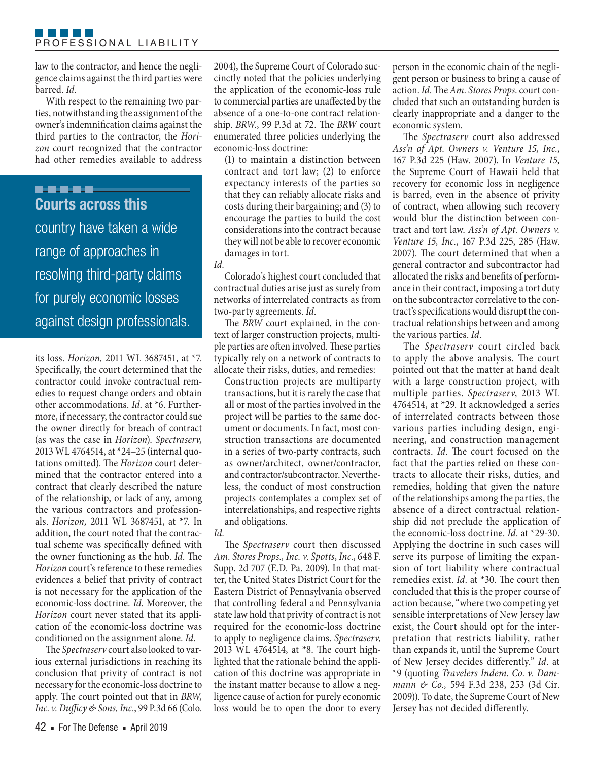law to the contractor, and hence the negligence claims against the third parties were barred. *Id*.

With respect to the remaining two parties, notwithstanding the assignment of the owner's indemnification claims against the third parties to the contractor, the *Horizon* court recognized that the contractor had other remedies available to address its loss. *Horizon,* 2011 WL 3687451, at *7. Specifically, the court determined that the contractor could invoke contractual remedies to request change orders and obtain other accommodations. *Id*. at *6. Furthermore, if necessary, the contractor could sue the owner directly for breach of contract (as was the case in *Horizon*). *Spectraserv,* 2013 WL 4764514, at *24–25 (internal quotations omitted). The *Horizon* court determined that the contractor entered into a contract that clearly described the nature of the relationship, or lack of any, among the various contractors and professionals. *Horizon,* 2011 WL 3687451, at *7. In addition, the court noted that the contractual scheme was specifically defined with the owner functioning as the hub. *Id*. The *Horizon* court's reference to these remedies evidences a belief that privity of contract is not necessary for the application of the economic-loss doctrine. *Id*. Moreover, the *Horizon* court never stated that its application of the economic-loss doctrine was conditioned on the assignment alone. *Id*.

> **Courts across this country have taken a wide range of approaches in resolving third-party claims for purely economic losses against design professionals.**

The *Spectraserv* court also looked to various external jurisdictions in reaching its conclusion that privity of contract is not necessary for the economic-loss doctrine to apply. The court pointed out that in *BRW, Inc. v. Dufficy & Sons, Inc.*, 99 P.3d 66 (Colo. 2004), the Supreme Court of Colorado succinctly noted that the policies underlying the application of the economic-loss rule to commercial parties are unaffected by the absence of a one-to-one contract relationship. *BRW.*, 99 P.3d at 72. The *BRW* court enumerated three policies underlying the economic-loss doctrine:

> (1) to maintain a distinction between contract and tort law; (2) to enforce expectancy interests of the parties so that they can reliably allocate risks and costs during their bargaining; and (3) to encourage the parties to build the cost considerations into the contract because they will not be able to recover economic damages in tort.

*Id.*

Colorado's highest court concluded that contractual duties arise just as surely from networks of interrelated contracts as from two-party agreements. *Id*.

The *BRW* court explained, in the context of larger construction projects, multiple parties are often involved. These parties typically rely on a network of contracts to allocate their risks, duties, and remedies:

> Construction projects are multiparty transactions, but it is rarely the case that all or most of the parties involved in the project will be parties to the same document or documents. In fact, most construction transactions are documented in a series of two-party contracts, such as owner/architect, owner/contractor, and contractor/subcontractor. Nevertheless, the conduct of most construction projects contemplates a complex set of interrelationships, and respective rights and obligations.

*Id.*

The *Spectraserv* court then discussed *Am. Stores Props., Inc. v. Spotts, Inc.*, 648 F. Supp. 2d 707 (E.D. Pa. 2009). In that matter, the United States District Court for the Eastern District of Pennsylvania observed that controlling federal and Pennsylvania state law hold that privity of contract is not required for the economic-loss doctrine to apply to negligence claims. *Spectraserv*, 2013 WL 4764514, at *8. The court highlighted that the rationale behind the application of this doctrine was appropriate in the instant matter because to allow a negligence cause of action for purely economic loss would be to open the door to every person in the economic chain of the negligent person or business to bring a cause of action. *Id*. The *Am. Stores Props.* court concluded that such an outstanding burden is clearly inappropriate and a danger to the economic system.

The *Spectraserv* court also addressed *Ass'n of Apt. Owners v. Venture 15, Inc.*, 167 P.3d 225 (Haw. 2007). In *Venture 15*, the Supreme Court of Hawaii held that recovery for economic loss in negligence is barred, even in the absence of privity of contract, when allowing such recovery would blur the distinction between contract and tort law. *Ass'n of Apt. Owners v. Venture 15, Inc.*, 167 P.3d 225, 285 (Haw. 2007). The court determined that when a general contractor and subcontractor had allocated the risks and benefits of performance in their contract, imposing a tort duty on the subcontractor correlative to the contract's specifications would disrupt the contractual relationships between and among the various parties. *Id*.

The *Spectraserv* court circled back to apply the above analysis. The court pointed out that the matter at hand dealt with a large construction project, with multiple parties. *Spectraserv*, 2013 WL 4764514, at *29. It acknowledged a series of interrelated contracts between those various parties including design, engineering, and construction management contracts. *Id*. The court focused on the fact that the parties relied on these contracts to allocate their risks, duties, and remedies, holding that given the nature of the relationships among the parties, the absence of a direct contractual relationship did not preclude the application of the economic-loss doctrine. *Id*. at *29-30. Applying the doctrine in such cases will serve its purpose of limiting the expansion of tort liability where contractual remedies exist. *Id*. at *30. The court then concluded that this is the proper course of action because, "where two competing yet sensible interpretations of New Jersey law exist, the Court should opt for the interpretation that restricts liability, rather than expands it, until the Supreme Court of New Jersey decides differently." *Id*. at *9 (quoting *Travelers Indem. Co. v. Dammann & Co.,* 594 F.3d 238, 253 (3d Cir. 2009)). To date, the Supreme Court of New Jersey has not decided differently.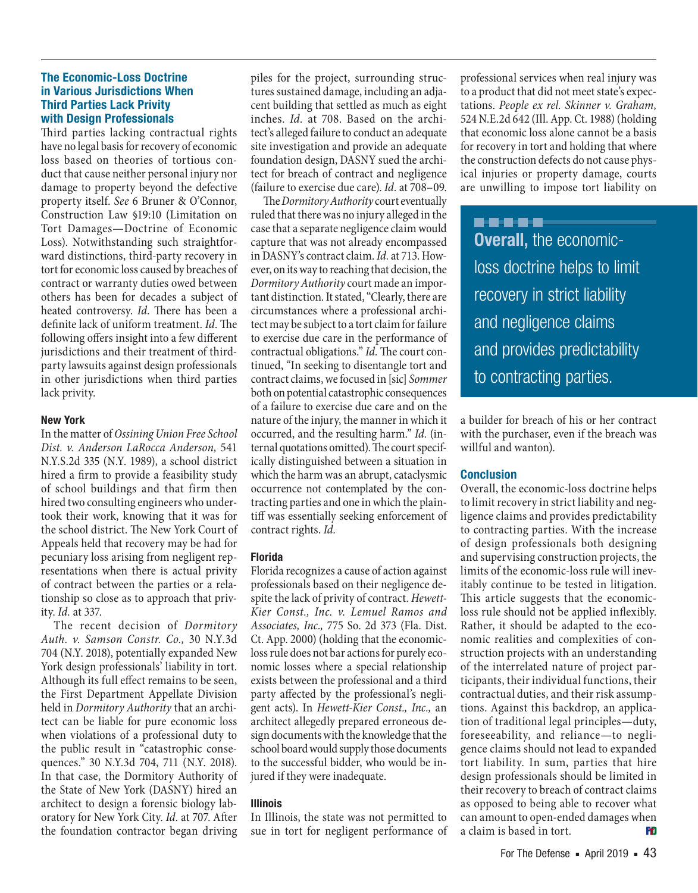### The Economic-Loss Doctrine in Various Jurisdictions When Third Parties Lack Privity with Design Professionals

Third parties lacking contractual rights have no legal basis for recovery of economic loss based on theories of tortious conduct that cause neither personal injury nor damage to property beyond the defective property itself. *See* 6 Bruner & O'Connor, Construction Law §19:10 (Limitation on Tort Damages—Doctrine of Economic Loss). Notwithstanding such straightforward distinctions, third-party recovery in tort for economic loss caused by breaches of contract or warranty duties owed between others has been for decades a subject of heated controversy. *Id.* There has been a definite lack of uniform treatment. *Id.* The following offers insight into a few different jurisdictions and their treatment of third-party lawsuits against design professionals in other jurisdictions when third parties lack privity.

#### New York

In the matter of *Ossining Union Free School Dist. v. Anderson LaRocca Anderson,* 541 N.Y.S.2d 335 (N.Y. 1989), a school district hired a firm to provide a feasibility study of school buildings and that firm then hired two consulting engineers who undertook their work, knowing that it was for the school district. The New York Court of Appeals held that recovery may be had for pecuniary loss arising from negligent representations when there is actual privity of contract between the parties or a relationship so close as to approach that privity. *Id.* at 337.

The recent decision of *Dormitory Auth. v. Samson Constr. Co.,* 30 N.Y.3d 704 (N.Y. 2018), potentially expanded New York design professionals' liability in tort. Although its full effect remains to be seen, the First Department Appellate Division held in *Dormitory Authority* that an architect can be liable for pure economic loss when violations of a professional duty to the public result in "catastrophic consequences." 30 N.Y.3d 704, 711 (N.Y. 2018). In that case, the Dormitory Authority of the State of New York (DASNY) hired an architect to design a forensic biology laboratory for New York City. *Id.* at 707. After the foundation contractor began driving piles for the project, surrounding structures sustained damage, including an adjacent building that settled as much as eight inches. *Id.* at 708. Based on the architect's alleged failure to conduct an adequate site investigation and provide an adequate foundation design, DASNY sued the architect for breach of contract and negligence (failure to exercise due care). *Id.* at 708–09.

The *Dormitory Authority* court eventually ruled that there was no injury alleged in the case that a separate negligence claim would capture that was not already encompassed in DASNY's contract claim. *Id.* at 713. However, on its way to reaching that decision, the *Dormitory Authority* court made an important distinction. It stated, "Clearly, there are circumstances where a professional architect may be subject to a tort claim for failure to exercise due care in the performance of contractual obligations." *Id.* The court continued, "In seeking to disentangle tort and contract claims, we focused in [sic] *Sommer* both on potential catastrophic consequences of a failure to exercise due care and on the nature of the injury, the manner in which it occurred, and the resulting harm." *Id.* (internal quotations omitted). The court specifically distinguished between a situation in which the harm was an abrupt, cataclysmic occurrence not contemplated by the contracting parties and one in which the plaintiff was essentially seeking enforcement of contract rights. *Id.*

#### Florida

Florida recognizes a cause of action against professionals based on their negligence despite the lack of privity of contract. *Hewett-Kier Const., Inc. v. Lemuel Ramos and Associates, Inc.,* 775 So. 2d 373 (Fla. Dist. Ct. App. 2000) (holding that the economic-loss rule does not bar actions for purely economic losses where a special relationship exists between the professional and a third party affected by the professional's negligent acts). In *Hewett-Kier Const., Inc.,* an architect allegedly prepared erroneous design documents with the knowledge that the school board would supply those documents to the successful bidder, who would be injured if they were inadequate.

#### Illinois

In Illinois, the state was not permitted to sue in tort for negligent performance of professional services when real injury was to a product that did not meet state's expectations. *People ex rel. Skinner v. Graham,* 524 N.E.2d 642 (Ill. App. Ct. 1988) (holding that economic loss alone cannot be a basis for recovery in tort and holding that where the construction defects do not cause physical injuries or property damage, courts are unwilling to impose tort liability on a builder for breach of his or her contract with the purchaser, even if the breach was willful and wanton).

> **Overall,** the economic-loss doctrine helps to limit recovery in strict liability and negligence claims and provides predictability to contracting parties.

#### Conclusion

Overall, the economic-loss doctrine helps to limit recovery in strict liability and negligence claims and provides predictability to contracting parties. With the increase of design professionals both designing and supervising construction projects, the limits of the economic-loss rule will inevitably continue to be tested in litigation. This article suggests that the economic-loss rule should not be applied inflexibly. Rather, it should be adapted to the economic realities and complexities of construction projects with an understanding of the interrelated nature of project participants, their individual functions, their contractual duties, and their risk assumptions. Against this backdrop, an application of traditional legal principles—duty, foreseeability, and reliance—to negligence claims should not lead to expanded tort liability. In sum, parties that hire design professionals should be limited in their recovery to breach of contract claims as opposed to being able to recover what can amount to open-ended damages when a claim is based in tort.